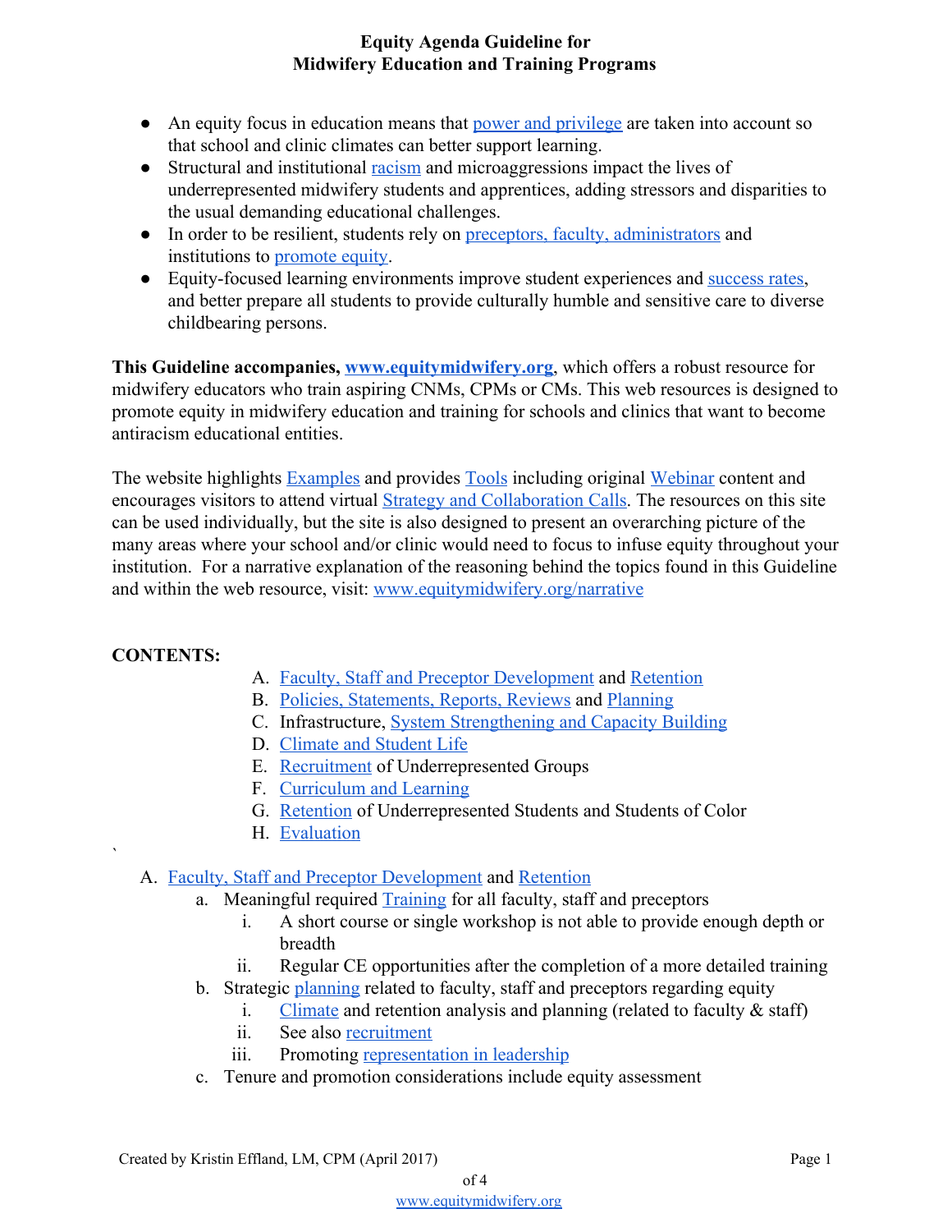# Equity Agenda Guideline for Midwifery Education and Training Programs

- An equity focus in education means that power and privilege are taken into account so that school and clinic climates can better support learning.
- Structural and institutional racism and microaggressions impact the lives of underrepresented midwifery students and apprentices, adding stressors and disparities to the usual demanding educational challenges.
- In order to be resilient, students rely on preceptors, faculty, administrators and institutions to promote equity.
- Equity-focused learning environments improve student experiences and success rates, and better prepare all students to provide culturally humble and sensitive care to diverse childbearing persons.

**This Guideline accompanies, www.equitymidwifery.org**, which offers a robust resource for midwifery educators who train aspiring CNMs, CPMs or CMs. This web resources is designed to promote equity in midwifery education and training for schools and clinics that want to become antiracism educational entities.

The website highlights Examples and provides Tools including original Webinar content and encourages visitors to attend virtual Strategy and Collaboration Calls. The resources on this site can be used individually, but the site is also designed to present an overarching picture of the many areas where your school and/or clinic would need to focus to infuse equity throughout your institution. For a narrative explanation of the reasoning behind the topics found in this Guideline and within the web resource, visit: www.equitymidwifery.org/narrative

**CONTENTS:**

A. Faculty, Staff and Preceptor Development and Retention
B. Policies, Statements, Reports, Reviews and Planning
C. Infrastructure, System Strengthening and Capacity Building
D. Climate and Student Life
E. Recruitment of Underrepresented Groups
F. Curriculum and Learning
G. Retention of Underrepresented Students and Students of Color
H. Evaluation

`

A. Faculty, Staff and Preceptor Development and Retention
   a. Meaningful required Training for all faculty, staff and preceptors
      i. A short course or single workshop is not able to provide enough depth or breadth
      ii. Regular CE opportunities after the completion of a more detailed training
   b. Strategic planning related to faculty, staff and preceptors regarding equity
      i. Climate and retention analysis and planning (related to faculty & staff)
      ii. See also recruitment
      iii. Promoting representation in leadership
   c. Tenure and promotion considerations include equity assessment

Created by Kristin Effland, LM, CPM (April 2017)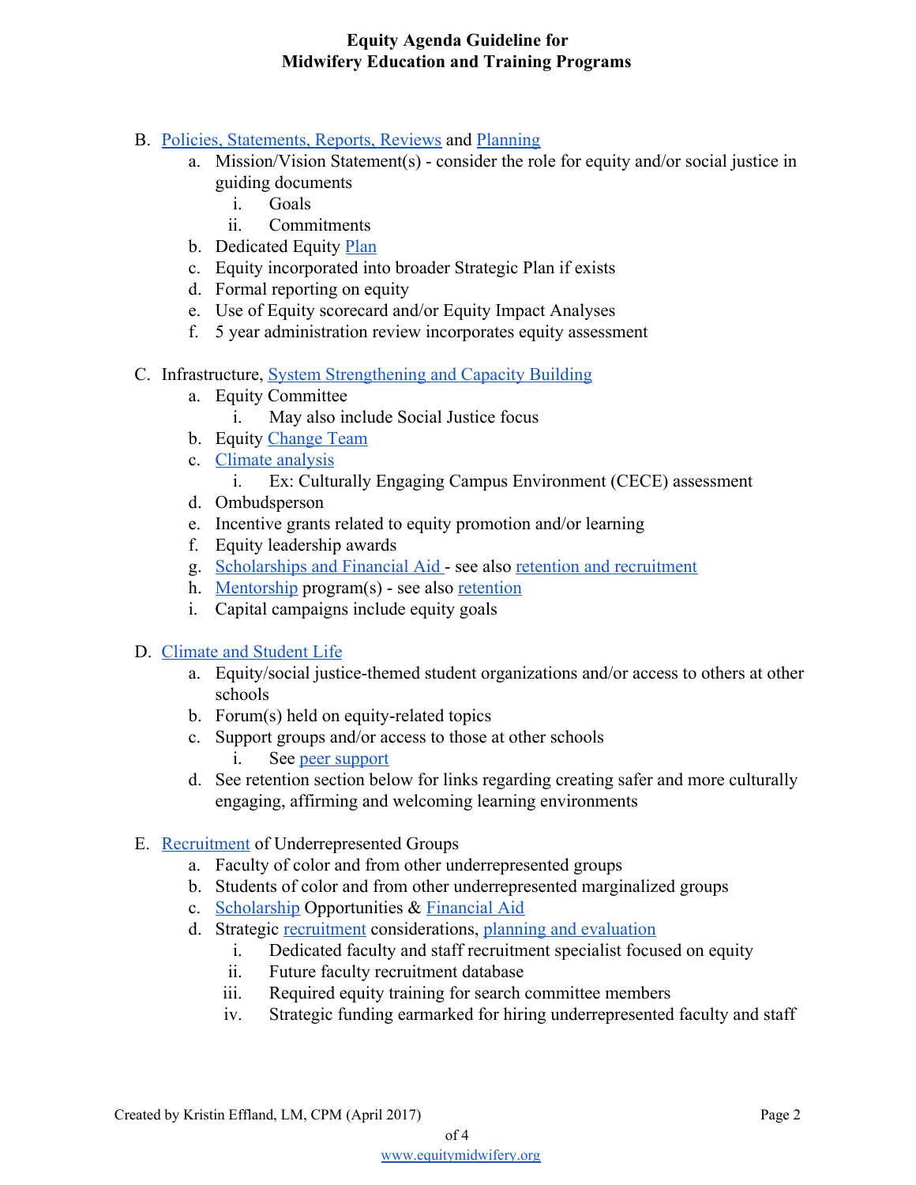B. Policies, Statements, Reports, Reviews and Planning
   a. Mission/Vision Statement(s) - consider the role for equity and/or social justice in guiding documents
      i. Goals
      ii. Commitments
   b. Dedicated Equity Plan
   c. Equity incorporated into broader Strategic Plan if exists
   d. Formal reporting on equity
   e. Use of Equity scorecard and/or Equity Impact Analyses
   f. 5 year administration review incorporates equity assessment

C. Infrastructure, System Strengthening and Capacity Building
   a. Equity Committee
      i. May also include Social Justice focus
   b. Equity Change Team
   c. Climate analysis
      i. Ex: Culturally Engaging Campus Environment (CECE) assessment
   d. Ombudsperson
   e. Incentive grants related to equity promotion and/or learning
   f. Equity leadership awards
   g. Scholarships and Financial Aid - see also retention and recruitment
   h. Mentorship program(s) - see also retention
   i. Capital campaigns include equity goals

D. Climate and Student Life
   a. Equity/social justice-themed student organizations and/or access to others at other schools
   b. Forum(s) held on equity-related topics
   c. Support groups and/or access to those at other schools
      i. See peer support
   d. See retention section below for links regarding creating safer and more culturally engaging, affirming and welcoming learning environments

E. Recruitment of Underrepresented Groups
   a. Faculty of color and from other underrepresented groups
   b. Students of color and from other underrepresented marginalized groups
   c. Scholarship Opportunities & Financial Aid
   d. Strategic recruitment considerations, planning and evaluation
      i. Dedicated faculty and staff recruitment specialist focused on equity
      ii. Future faculty recruitment database
      iii. Required equity training for search committee members
      iv. Strategic funding earmarked for hiring underrepresented faculty and staff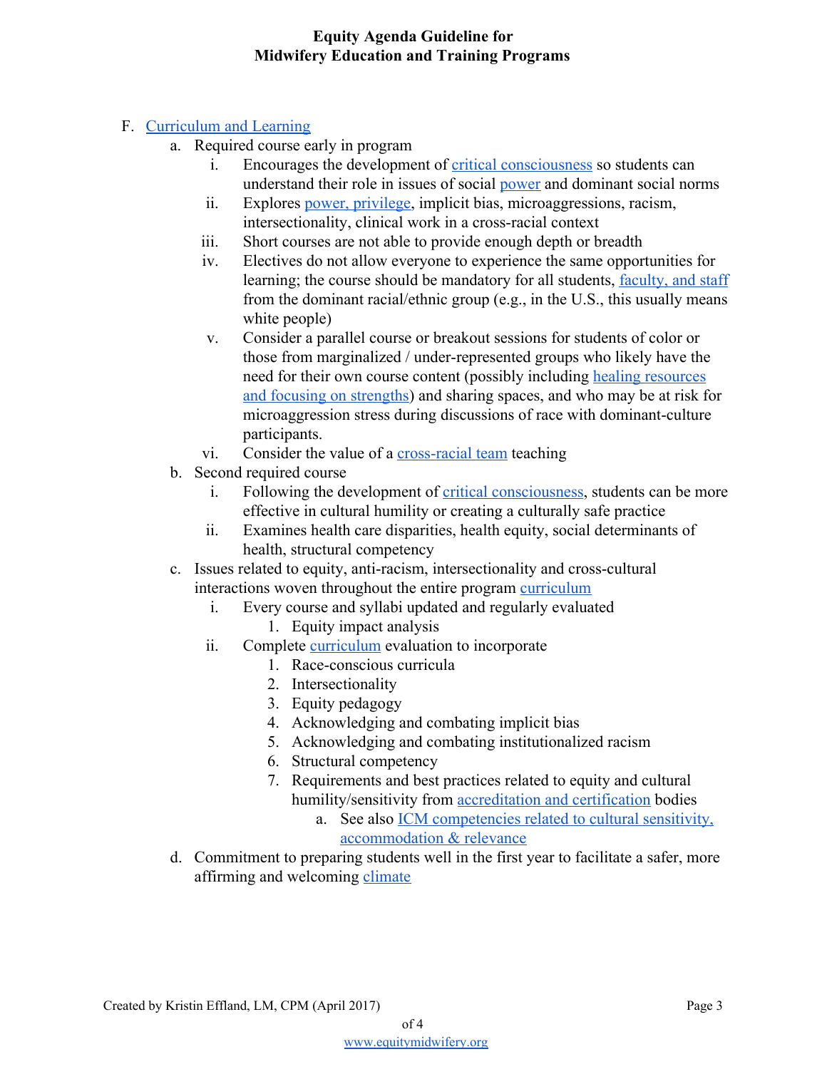F. Curriculum and Learning

   a. Required course early in program

      i. Encourages the development of critical consciousness so students can understand their role in issues of social power and dominant social norms

      ii. Explores power, privilege, implicit bias, microaggressions, racism, intersectionality, clinical work in a cross-racial context

      iii. Short courses are not able to provide enough depth or breadth

      iv. Electives do not allow everyone to experience the same opportunities for learning; the course should be mandatory for all students, faculty, and staff from the dominant racial/ethnic group (e.g., in the U.S., this usually means white people)

      v. Consider a parallel course or breakout sessions for students of color or those from marginalized / under-represented groups who likely have the need for their own course content (possibly including healing resources and focusing on strengths) and sharing spaces, and who may be at risk for microaggression stress during discussions of race with dominant-culture participants.

      vi. Consider the value of a cross-racial team teaching

   b. Second required course

      i. Following the development of critical consciousness, students can be more effective in cultural humility or creating a culturally safe practice

      ii. Examines health care disparities, health equity, social determinants of health, structural competency

   c. Issues related to equity, anti-racism, intersectionality and cross-cultural interactions woven throughout the entire program curriculum

      i. Every course and syllabi updated and regularly evaluated

         1. Equity impact analysis

      ii. Complete curriculum evaluation to incorporate

         1. Race-conscious curricula
         2. Intersectionality
         3. Equity pedagogy
         4. Acknowledging and combating implicit bias
         5. Acknowledging and combating institutionalized racism
         6. Structural competency
         7. Requirements and best practices related to equity and cultural humility/sensitivity from accreditation and certification bodies

            a. See also ICM competencies related to cultural sensitivity, accommodation & relevance

   d. Commitment to preparing students well in the first year to facilitate a safer, more affirming and welcoming climate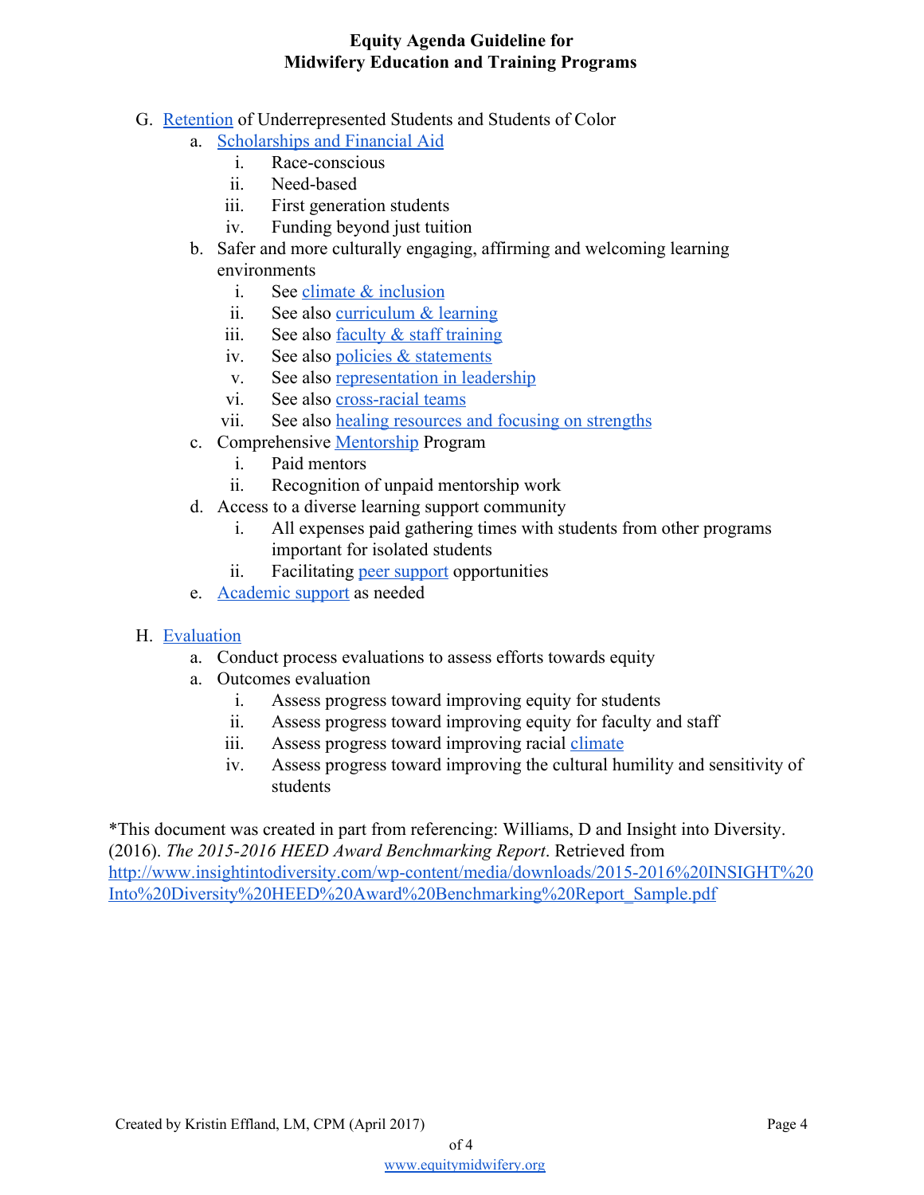G. Retention of Underrepresented Students and Students of Color
   a. Scholarships and Financial Aid
      i. Race-conscious
      ii. Need-based
      iii. First generation students
      iv. Funding beyond just tuition
   b. Safer and more culturally engaging, affirming and welcoming learning environments
      i. See climate & inclusion
      ii. See also curriculum & learning
      iii. See also faculty & staff training
      iv. See also policies & statements
      v. See also representation in leadership
      vi. See also cross-racial teams
      vii. See also healing resources and focusing on strengths
   c. Comprehensive Mentorship Program
      i. Paid mentors
      ii. Recognition of unpaid mentorship work
   d. Access to a diverse learning support community
      i. All expenses paid gathering times with students from other programs important for isolated students
      ii. Facilitating peer support opportunities
   e. Academic support as needed

H. Evaluation
   a. Conduct process evaluations to assess efforts towards equity
   a. Outcomes evaluation
      i. Assess progress toward improving equity for students
      ii. Assess progress toward improving equity for faculty and staff
      iii. Assess progress toward improving racial climate
      iv. Assess progress toward improving the cultural humility and sensitivity of students

*This document was created in part from referencing: Williams, D and Insight into Diversity. (2016). *The 2015-2016 HEED Award Benchmarking Report*. Retrieved from http://www.insightintodiversity.com/wp-content/media/downloads/2015-2016%20INSIGHT%20Into%20Diversity%20HEED%20Award%20Benchmarking%20Report_Sample.pdf